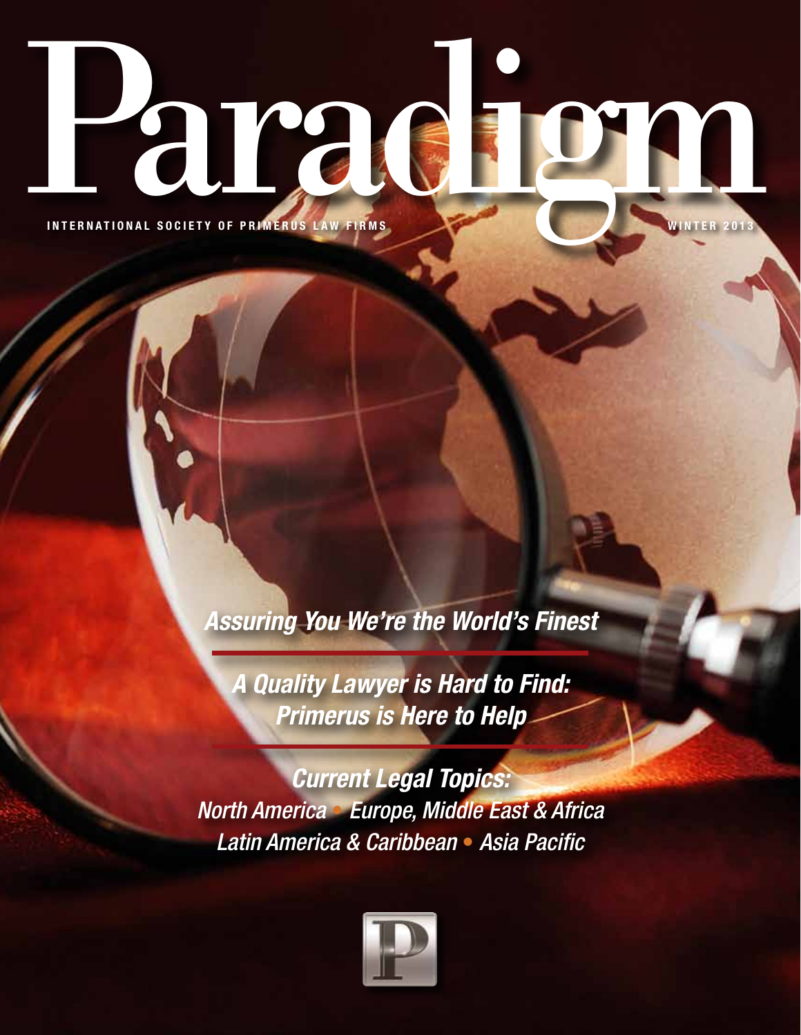# Paradigm

INTERNATIONAL SOCIETY OF PRIMERUS LAW FIRMS

WINTER 2013

*Assuring You We're the World's Finest*

*A Quality Lawyer is Hard to Find: Primerus is Here to Help*

*Current Legal Topics:*
*North America • Europe, Middle East & Africa*
*Latin America & Caribbean • Asia Pacific*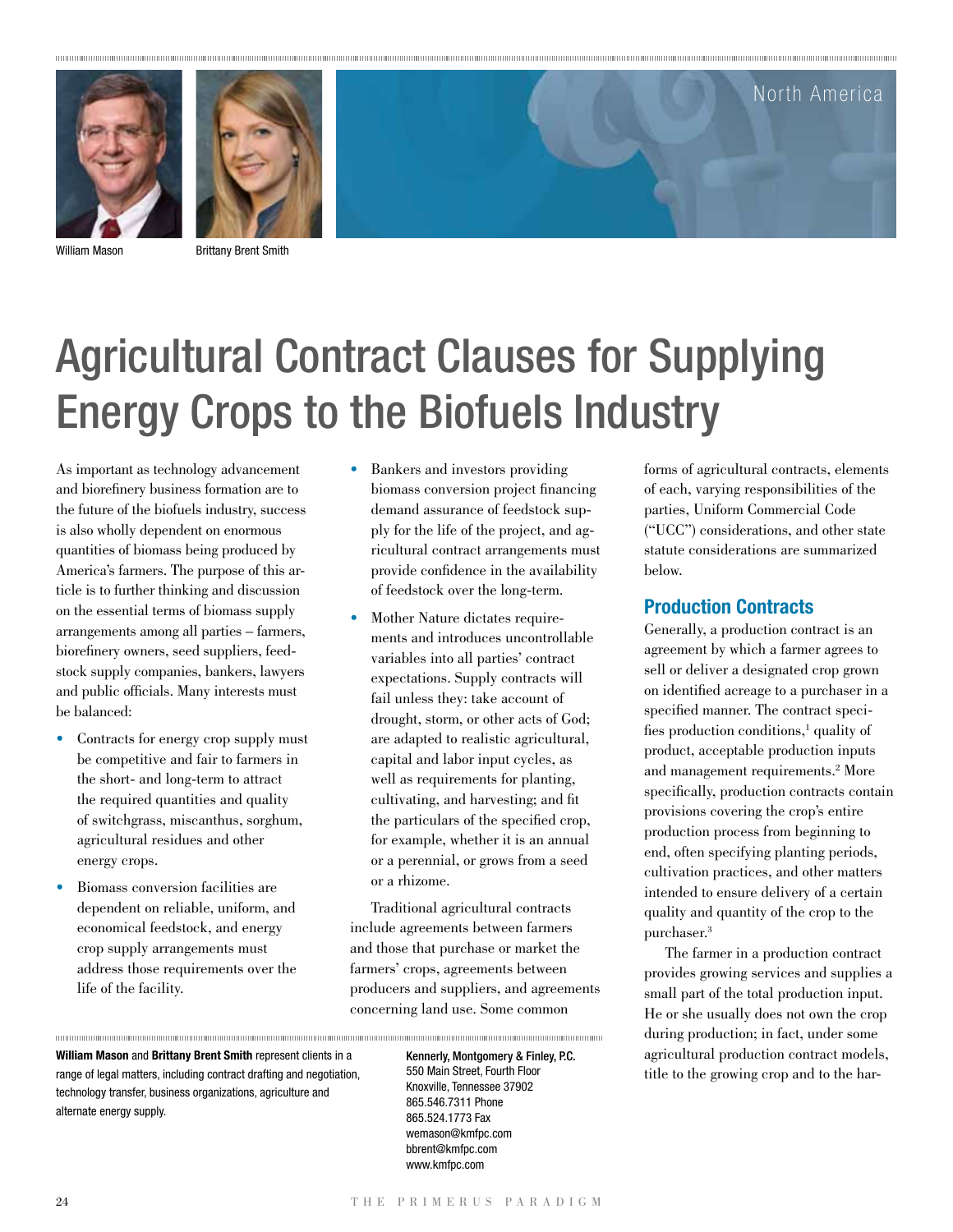William Mason

Brittany Brent Smith

North America

# Agricultural Contract Clauses for Supplying Energy Crops to the Biofuels Industry

As important as technology advancement and biorefinery business formation are to the future of the biofuels industry, success is also wholly dependent on enormous quantities of biomass being produced by America's farmers. The purpose of this article is to further thinking and discussion on the essential terms of biomass supply arrangements among all parties – farmers, biorefinery owners, seed suppliers, feedstock supply companies, bankers, lawyers and public officials. Many interests must be balanced:

- Contracts for energy crop supply must be competitive and fair to farmers in the short- and long-term to attract the required quantities and quality of switchgrass, miscanthus, sorghum, agricultural residues and other energy crops.
- Biomass conversion facilities are dependent on reliable, uniform, and economical feedstock, and energy crop supply arrangements must address those requirements over the life of the facility.
- Bankers and investors providing biomass conversion project financing demand assurance of feedstock supply for the life of the project, and agricultural contract arrangements must provide confidence in the availability of feedstock over the long-term.
- Mother Nature dictates requirements and introduces uncontrollable variables into all parties' contract expectations. Supply contracts will fail unless they: take account of drought, storm, or other acts of God; are adapted to realistic agricultural, capital and labor input cycles, as well as requirements for planting, cultivating, and harvesting; and fit the particulars of the specified crop, for example, whether it is an annual or a perennial, or grows from a seed or a rhizome.

Traditional agricultural contracts include agreements between farmers and those that purchase or market the farmers' crops, agreements between producers and suppliers, and agreements concerning land use. Some common forms of agricultural contracts, elements of each, varying responsibilities of the parties, Uniform Commercial Code ("UCC") considerations, and other state statute considerations are summarized below.

## Production Contracts

Generally, a production contract is an agreement by which a farmer agrees to sell or deliver a designated crop grown on identified acreage to a purchaser in a specified manner. The contract specifies production conditions,[1] quality of product, acceptable production inputs and management requirements.[2] More specifically, production contracts contain provisions covering the crop's entire production process from beginning to end, often specifying planting periods, cultivation practices, and other matters intended to ensure delivery of a certain quality and quantity of the crop to the purchaser.[3]

The farmer in a production contract provides growing services and supplies a small part of the total production input. He or she usually does not own the crop during production; in fact, under some agricultural production contract models, title to the growing crop and to the har-

**William Mason** and **Brittany Brent Smith** represent clients in a range of legal matters, including contract drafting and negotiation, technology transfer, business organizations, agriculture and alternate energy supply.

**Kennerly, Montgomery & Finley, P.C.**
550 Main Street, Fourth Floor
Knoxville, Tennessee 37902
865.546.7311 Phone
865.524.1773 Fax
wemason@kmfpc.com
bbrent@kmfpc.com
www.kmfpc.com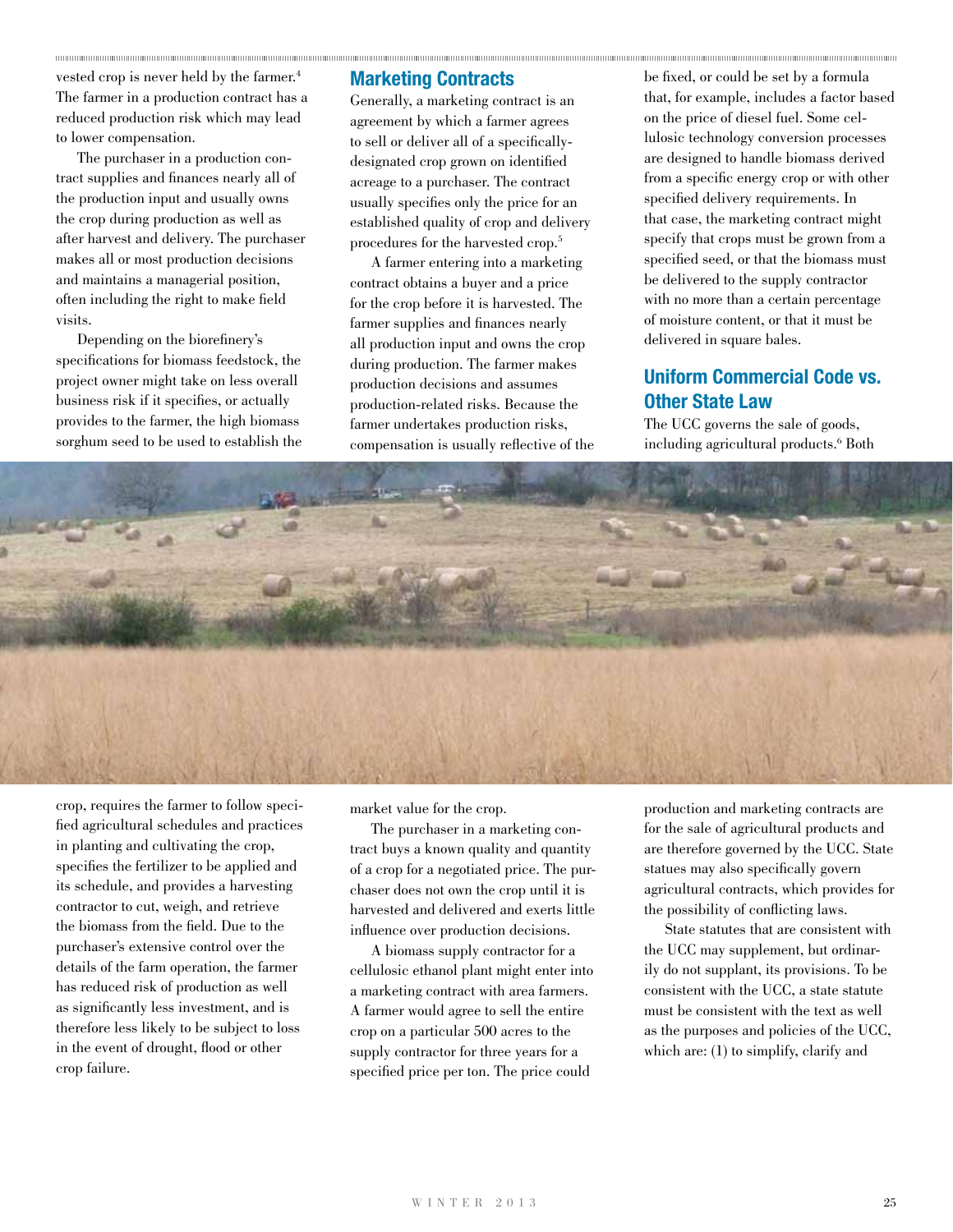vested crop is never held by the farmer.[4] The farmer in a production contract has a reduced production risk which may lead to lower compensation.

The purchaser in a production contract supplies and finances nearly all of the production input and usually owns the crop during production as well as after harvest and delivery. The purchaser makes all or most production decisions and maintains a managerial position, often including the right to make field visits.

Depending on the biorefinery's specifications for biomass feedstock, the project owner might take on less overall business risk if it specifies, or actually provides to the farmer, the high biomass sorghum seed to be used to establish the crop, requires the farmer to follow specified agricultural schedules and practices in planting and cultivating the crop, specifies the fertilizer to be applied and its schedule, and provides a harvesting contractor to cut, weigh, and retrieve the biomass from the field. Due to the purchaser's extensive control over the details of the farm operation, the farmer has reduced risk of production as well as significantly less investment, and is therefore less likely to be subject to loss in the event of drought, flood or other crop failure.

## Marketing Contracts

Generally, a marketing contract is an agreement by which a farmer agrees to sell or deliver all of a specifically-designated crop grown on identified acreage to a purchaser. The contract usually specifies only the price for an established quality of crop and delivery procedures for the harvested crop.[5]

A farmer entering into a marketing contract obtains a buyer and a price for the crop before it is harvested. The farmer supplies and finances nearly all production input and owns the crop during production. The farmer makes production decisions and assumes production-related risks. Because the farmer undertakes production risks, compensation is usually reflective of the market value for the crop.

The purchaser in a marketing contract buys a known quality and quantity of a crop for a negotiated price. The purchaser does not own the crop until it is harvested and delivered and exerts little influence over production decisions.

A biomass supply contractor for a cellulosic ethanol plant might enter into a marketing contract with area farmers. A farmer would agree to sell the entire crop on a particular 500 acres to the supply contractor for three years for a specified price per ton. The price could be fixed, or could be set by a formula that, for example, includes a factor based on the price of diesel fuel. Some cellulosic technology conversion processes are designed to handle biomass derived from a specific energy crop or with other specified delivery requirements. In that case, the marketing contract might specify that crops must be grown from a specified seed, or that the biomass must be delivered to the supply contractor with no more than a certain percentage of moisture content, or that it must be delivered in square bales.

## Uniform Commercial Code vs. Other State Law

The UCC governs the sale of goods, including agricultural products.[6] Both production and marketing contracts are for the sale of agricultural products and are therefore governed by the UCC. State statues may also specifically govern agricultural contracts, which provides for the possibility of conflicting laws.

State statutes that are consistent with the UCC may supplement, but ordinarily do not supplant, its provisions. To be consistent with the UCC, a state statute must be consistent with the text as well as the purposes and policies of the UCC, which are: (1) to simplify, clarify and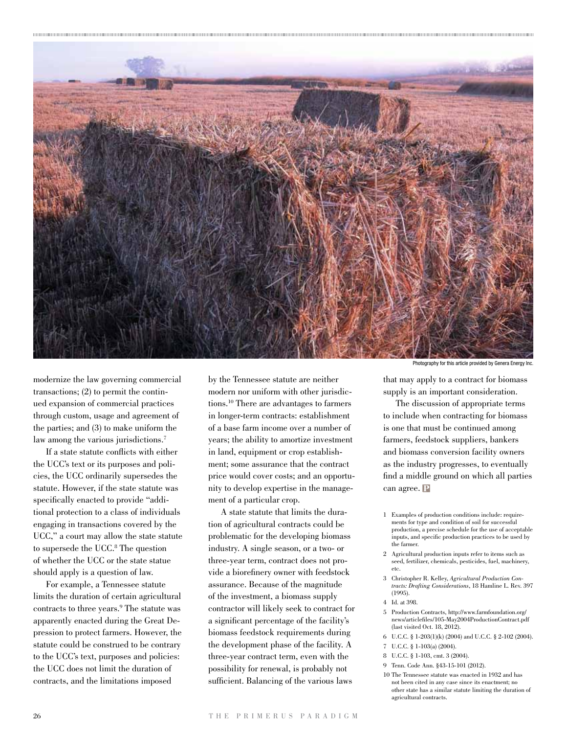Photography for this article provided by Genera Energy Inc.

modernize the law governing commercial transactions; (2) to permit the continued expansion of commercial practices through custom, usage and agreement of the parties; and (3) to make uniform the law among the various jurisdictions.[7]

If a state statute conflicts with either the UCC's text or its purposes and policies, the UCC ordinarily supersedes the statute. However, if the state statute was specifically enacted to provide "additional protection to a class of individuals engaging in transactions covered by the UCC," a court may allow the state statute to supersede the UCC.[8] The question of whether the UCC or the state statue should apply is a question of law.

For example, a Tennessee statute limits the duration of certain agricultural contracts to three years.[9] The statute was apparently enacted during the Great Depression to protect farmers. However, the statute could be construed to be contrary to the UCC's text, purposes and policies: the UCC does not limit the duration of contracts, and the limitations imposed by the Tennessee statute are neither modern nor uniform with other jurisdictions.[10] There are advantages to farmers in longer-term contracts: establishment of a base farm income over a number of years; the ability to amortize investment in land, equipment or crop establishment; some assurance that the contract price would cover costs; and an opportunity to develop expertise in the management of a particular crop.

A state statute that limits the duration of agricultural contracts could be problematic for the developing biomass industry. A single season, or a two- or three-year term, contract does not provide a biorefinery owner with feedstock assurance. Because of the magnitude of the investment, a biomass supply contractor will likely seek to contract for a significant percentage of the facility's biomass feedstock requirements during the development phase of the facility. A three-year contract term, even with the possibility for renewal, is probably not sufficient. Balancing of the various laws that may apply to a contract for biomass supply is an important consideration.

The discussion of appropriate terms to include when contracting for biomass is one that must be continued among farmers, feedstock suppliers, bankers and biomass conversion facility owners as the industry progresses, to eventually find a middle ground on which all parties can agree.

1 Examples of production conditions include: requirements for type and condition of soil for successful production, a precise schedule for the use of acceptable inputs, and specific production practices to be used by the farmer.

2 Agricultural production inputs refer to items such as seed, fertilizer, chemicals, pesticides, fuel, machinery, etc.

3 Christopher R. Kelley, *Agricultural Production Contracts: Drafting Considerations*, 18 Hamline L. Rev. 397 (1995).

4 Id. at 398.

5 Production Contracts, http://www.farmfoundation.org/news/articlefiles/105-May2004ProductionContract.pdf (last visited Oct. 18, 2012).

6 U.C.C. § 1-203(1)(k) (2004) and U.C.C. § 2-102 (2004).

7 U.C.C. § 1-103(a) (2004).

8 U.C.C. § 1-103, cmt. 3 (2004).

9 Tenn. Code Ann. §43-15-101 (2012).

10 The Tennessee statute was enacted in 1932 and has not been cited in any case since its enactment; no other state has a similar statute limiting the duration of agricultural contracts.